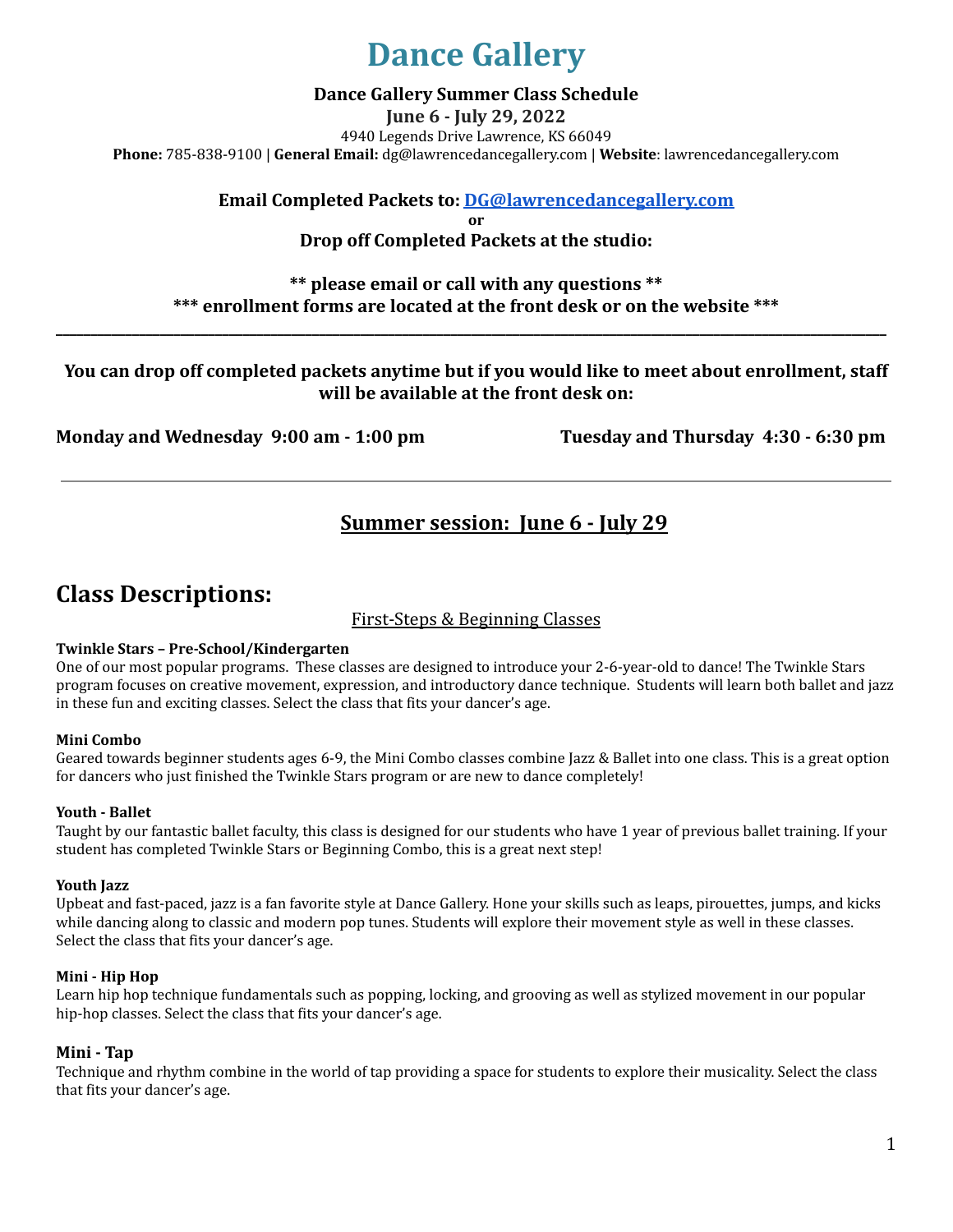# Dance Gallery

**Dance Gallery Summer Class Schedule**

**June 6 - July 29, 2022**

4940 Legends Drive Lawrence, KS 66049

**Phone:** 785-838-9100 | **General Email:** dg@lawrencedancegallery.com | **Website**: lawrencedancegallery.com

**Email Completed Packets to: DG@lawrencedancegallery.com**

**or**

**Drop off Completed Packets at the studio:**

**** please email or call with any questions ****

***** enrollment forms are located at the front desk or on the website *****

---

**You can drop off completed packets anytime but if you would like to meet about enrollment, staff will be available at the front desk on:**

**Monday and Wednesday 9:00 am - 1:00 pm**

**Tuesday and Thursday 4:30 - 6:30 pm**

---

## Summer session: June 6 - July 29

## Class Descriptions:

### First-Steps & Beginning Classes

**Twinkle Stars – Pre-School/Kindergarten**

One of our most popular programs. These classes are designed to introduce your 2-6-year-old to dance! The Twinkle Stars program focuses on creative movement, expression, and introductory dance technique. Students will learn both ballet and jazz in these fun and exciting classes. Select the class that fits your dancer's age.

**Mini Combo**

Geared towards beginner students ages 6-9, the Mini Combo classes combine Jazz & Ballet into one class. This is a great option for dancers who just finished the Twinkle Stars program or are new to dance completely!

**Youth - Ballet**

Taught by our fantastic ballet faculty, this class is designed for our students who have 1 year of previous ballet training. If your student has completed Twinkle Stars or Beginning Combo, this is a great next step!

**Youth Jazz**

Upbeat and fast-paced, jazz is a fan favorite style at Dance Gallery. Hone your skills such as leaps, pirouettes, jumps, and kicks while dancing along to classic and modern pop tunes. Students will explore their movement style as well in these classes. Select the class that fits your dancer's age.

**Mini - Hip Hop**

Learn hip hop technique fundamentals such as popping, locking, and grooving as well as stylized movement in our popular hip-hop classes. Select the class that fits your dancer's age.

**Mini - Tap**

Technique and rhythm combine in the world of tap providing a space for students to explore their musicality. Select the class that fits your dancer's age.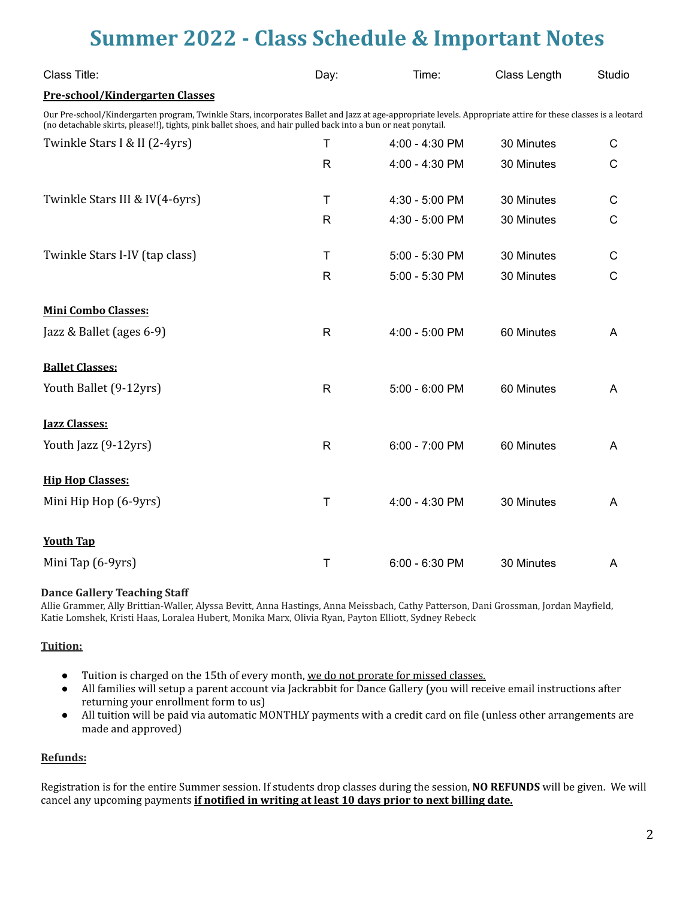# Summer 2022 - Class Schedule & Important Notes

| Class Title: | Day: | Time: | Class Length | Studio |
|---|---|---|---|---|
| **Pre-school/Kindergarten Classes** | | | | |
| Twinkle Stars I & II (2-4yrs) | T | 4:00 - 4:30 PM | 30 Minutes | C |
| | R | 4:00 - 4:30 PM | 30 Minutes | C |
| Twinkle Stars III & IV(4-6yrs) | T | 4:30 - 5:00 PM | 30 Minutes | C |
| | R | 4:30 - 5:00 PM | 30 Minutes | C |
| Twinkle Stars I-IV (tap class) | T | 5:00 - 5:30 PM | 30 Minutes | C |
| | R | 5:00 - 5:30 PM | 30 Minutes | C |
| **Mini Combo Classes:** | | | | |
| Jazz & Ballet (ages 6-9) | R | 4:00 - 5:00 PM | 60 Minutes | A |
| **Ballet Classes:** | | | | |
| Youth Ballet (9-12yrs) | R | 5:00 - 6:00 PM | 60 Minutes | A |
| **Jazz Classes:** | | | | |
| Youth Jazz (9-12yrs) | R | 6:00 - 7:00 PM | 60 Minutes | A |
| **Hip Hop Classes:** | | | | |
| Mini Hip Hop (6-9yrs) | T | 4:00 - 4:30 PM | 30 Minutes | A |
| **Youth Tap** | | | | |
| Mini Tap (6-9yrs) | T | 6:00 - 6:30 PM | 30 Minutes | A |

Our Pre-school/Kindergarten program, Twinkle Stars, incorporates Ballet and Jazz at age-appropriate levels. Appropriate attire for these classes is a leotard (no detachable skirts, please!!), tights, pink ballet shoes, and hair pulled back into a bun or neat ponytail.

**Dance Gallery Teaching Staff**

Allie Grammer, Ally Brittian-Waller, Alyssa Bevitt, Anna Hastings, Anna Meissbach, Cathy Patterson, Dani Grossman, Jordan Mayfield, Katie Lomshek, Kristi Haas, Loralea Hubert, Monika Marx, Olivia Ryan, Payton Elliott, Sydney Rebeck

**Tuition:**

- Tuition is charged on the 15th of every month, we do not prorate for missed classes.
- All families will setup a parent account via Jackrabbit for Dance Gallery (you will receive email instructions after returning your enrollment form to us)
- All tuition will be paid via automatic MONTHLY payments with a credit card on file (unless other arrangements are made and approved)

**Refunds:**

Registration is for the entire Summer session. If students drop classes during the session, **NO REFUNDS** will be given. We will cancel any upcoming payments **if notified in writing at least 10 days prior to next billing date.**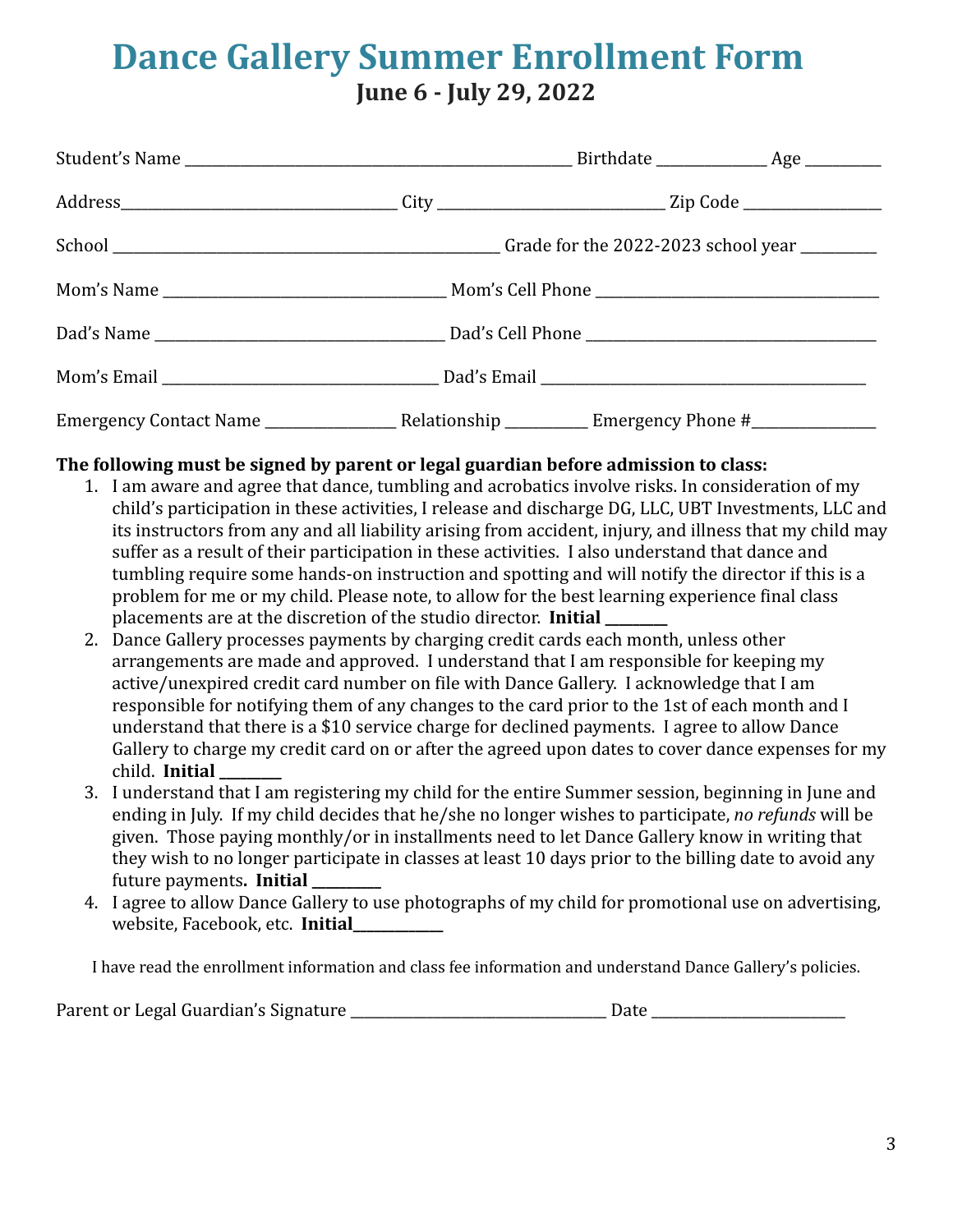# Dance Gallery Summer Enrollment Form

## June 6 - July 29, 2022

Student's Name ___________________________________________________ Birthdate ______________ Age __________

Address____________________________________ City ______________________________ Zip Code __________________

School _____________________________________________________ Grade for the 2022-2023 school year __________

Mom's Name _____________________________________ Mom's Cell Phone _____________________________________

Dad's Name ______________________________________ Dad's Cell Phone ______________________________________

Mom's Email ____________________________________ Dad's Email ___________________________________________

Emergency Contact Name _________________ Relationship ___________ Emergency Phone #_________________

**The following must be signed by parent or legal guardian before admission to class:**

1. I am aware and agree that dance, tumbling and acrobatics involve risks. In consideration of my child's participation in these activities, I release and discharge DG, LLC, UBT Investments, LLC and its instructors from any and all liability arising from accident, injury, and illness that my child may suffer as a result of their participation in these activities. I also understand that dance and tumbling require some hands-on instruction and spotting and will notify the director if this is a problem for me or my child. Please note, to allow for the best learning experience final class placements are at the discretion of the studio director. **Initial ________**
2. Dance Gallery processes payments by charging credit cards each month, unless other arrangements are made and approved. I understand that I am responsible for keeping my active/unexpired credit card number on file with Dance Gallery. I acknowledge that I am responsible for notifying them of any changes to the card prior to the 1st of each month and I understand that there is a $10 service charge for declined payments. I agree to allow Dance Gallery to charge my credit card on or after the agreed upon dates to cover dance expenses for my child. **Initial ________**
3. I understand that I am registering my child for the entire Summer session, beginning in June and ending in July. If my child decides that he/she no longer wishes to participate, *no refunds* will be given. Those paying monthly/or in installments need to let Dance Gallery know in writing that they wish to no longer participate in classes at least 10 days prior to the billing date to avoid any future payments**. Initial _________**
4. I agree to allow Dance Gallery to use photographs of my child for promotional use on advertising, website, Facebook, etc. **Initial____________**

I have read the enrollment information and class fee information and understand Dance Gallery's policies.

Parent or Legal Guardian's Signature __________________________________ Date __________________________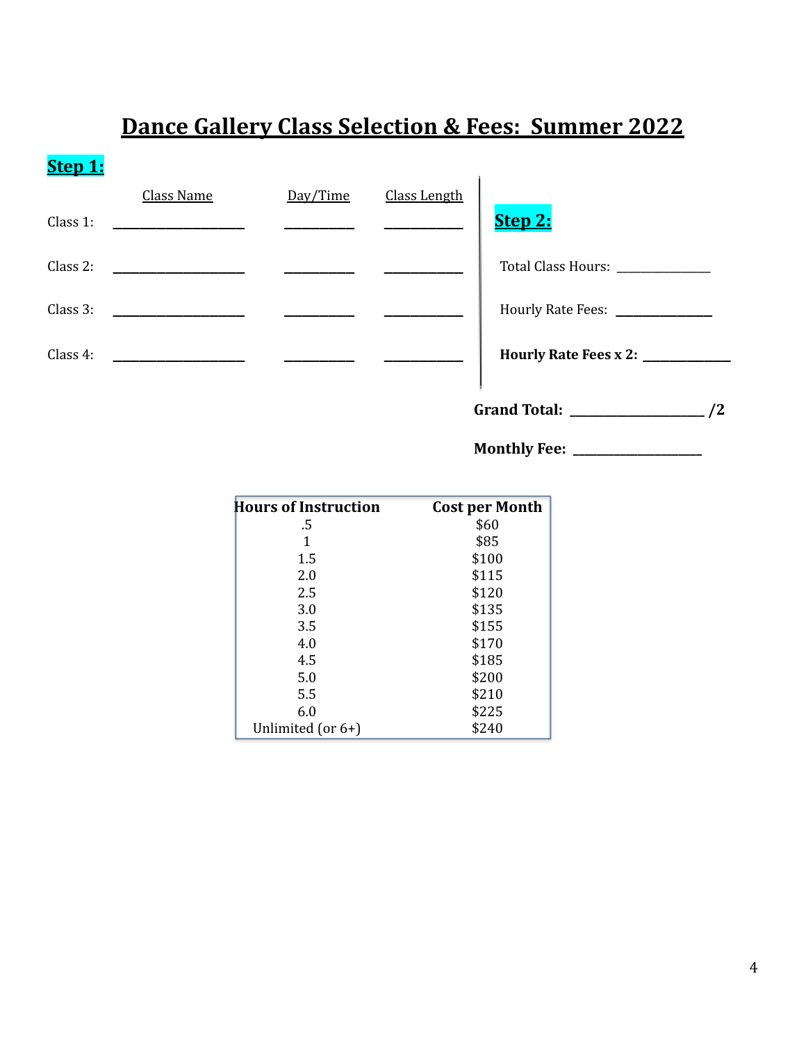# Dance Gallery Class Selection & Fees: Summer 2022

## Step 1:

| | Class Name | Day/Time | Class Length |
|---|---|---|---|
| Class 1: | ____________________ | __________ | ___________ |
| Class 2: | ____________________ | __________ | ___________ |
| Class 3: | ____________________ | __________ | ___________ |
| Class 4: | ____________________ | __________ | ___________ |

## Step 2:

Total Class Hours: ______________

Hourly Rate Fees: ______________

**Hourly Rate Fees x 2:** ______________

**Grand Total:** ____________________ **/2**

**Monthly Fee:** ____________________

| Hours of Instruction | Cost per Month |
|---|---|
| .5 | $60 |
| 1 | $85 |
| 1.5 | $100 |
| 2.0 | $115 |
| 2.5 | $120 |
| 3.0 | $135 |
| 3.5 | $155 |
| 4.0 | $170 |
| 4.5 | $185 |
| 5.0 | $200 |
| 5.5 | $210 |
| 6.0 | $225 |
| Unlimited (or 6+) | $240 |